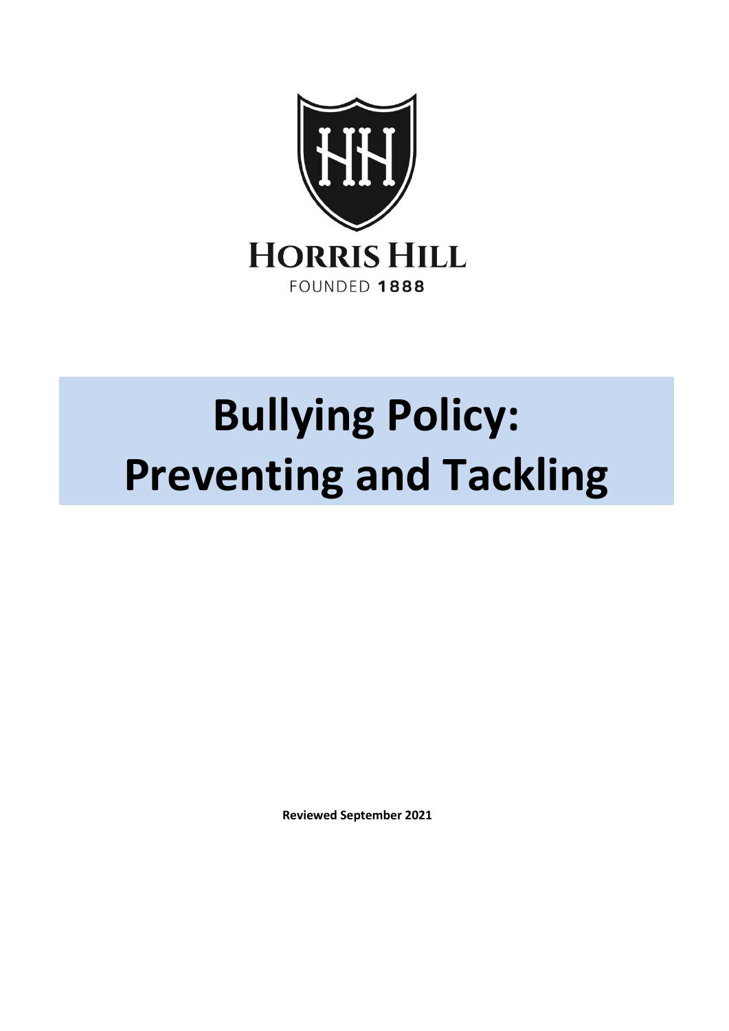HORRIS HILL

FOUNDED 1888

# Bullying Policy: Preventing and Tackling

**Reviewed September 2021**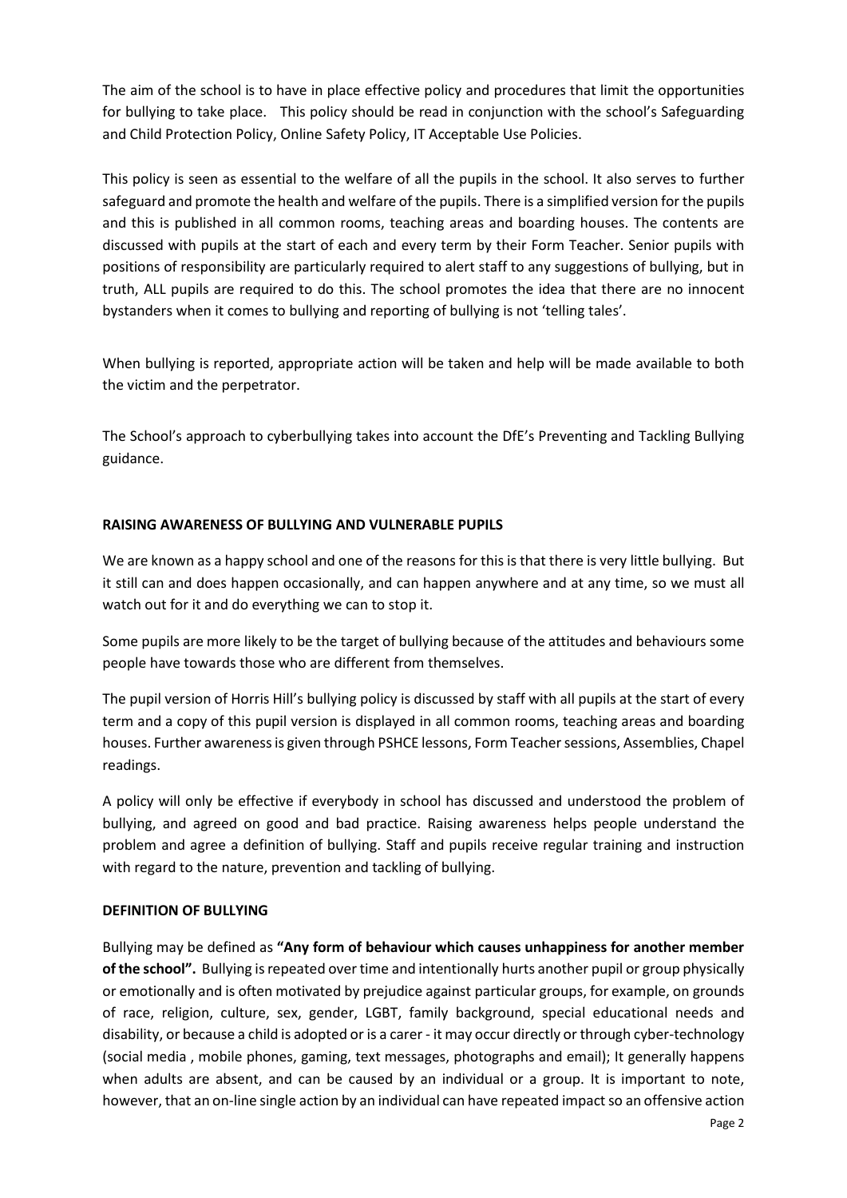The aim of the school is to have in place effective policy and procedures that limit the opportunities for bullying to take place. This policy should be read in conjunction with the school's Safeguarding and Child Protection Policy, Online Safety Policy, IT Acceptable Use Policies.

This policy is seen as essential to the welfare of all the pupils in the school. It also serves to further safeguard and promote the health and welfare of the pupils. There is a simplified version for the pupils and this is published in all common rooms, teaching areas and boarding houses. The contents are discussed with pupils at the start of each and every term by their Form Teacher. Senior pupils with positions of responsibility are particularly required to alert staff to any suggestions of bullying, but in truth, ALL pupils are required to do this. The school promotes the idea that there are no innocent bystanders when it comes to bullying and reporting of bullying is not 'telling tales'.

When bullying is reported, appropriate action will be taken and help will be made available to both the victim and the perpetrator.

The School's approach to cyberbullying takes into account the DfE's Preventing and Tackling Bullying guidance.

## RAISING AWARENESS OF BULLYING AND VULNERABLE PUPILS

We are known as a happy school and one of the reasons for this is that there is very little bullying. But it still can and does happen occasionally, and can happen anywhere and at any time, so we must all watch out for it and do everything we can to stop it.

Some pupils are more likely to be the target of bullying because of the attitudes and behaviours some people have towards those who are different from themselves.

The pupil version of Horris Hill's bullying policy is discussed by staff with all pupils at the start of every term and a copy of this pupil version is displayed in all common rooms, teaching areas and boarding houses. Further awareness is given through PSHCE lessons, Form Teacher sessions, Assemblies, Chapel readings.

A policy will only be effective if everybody in school has discussed and understood the problem of bullying, and agreed on good and bad practice. Raising awareness helps people understand the problem and agree a definition of bullying. Staff and pupils receive regular training and instruction with regard to the nature, prevention and tackling of bullying.

## DEFINITION OF BULLYING

Bullying may be defined as **"Any form of behaviour which causes unhappiness for another member of the school".** Bullying is repeated over time and intentionally hurts another pupil or group physically or emotionally and is often motivated by prejudice against particular groups, for example, on grounds of race, religion, culture, sex, gender, LGBT, family background, special educational needs and disability, or because a child is adopted or is a carer - it may occur directly or through cyber-technology (social media , mobile phones, gaming, text messages, photographs and email); It generally happens when adults are absent, and can be caused by an individual or a group. It is important to note, however, that an on-line single action by an individual can have repeated impact so an offensive action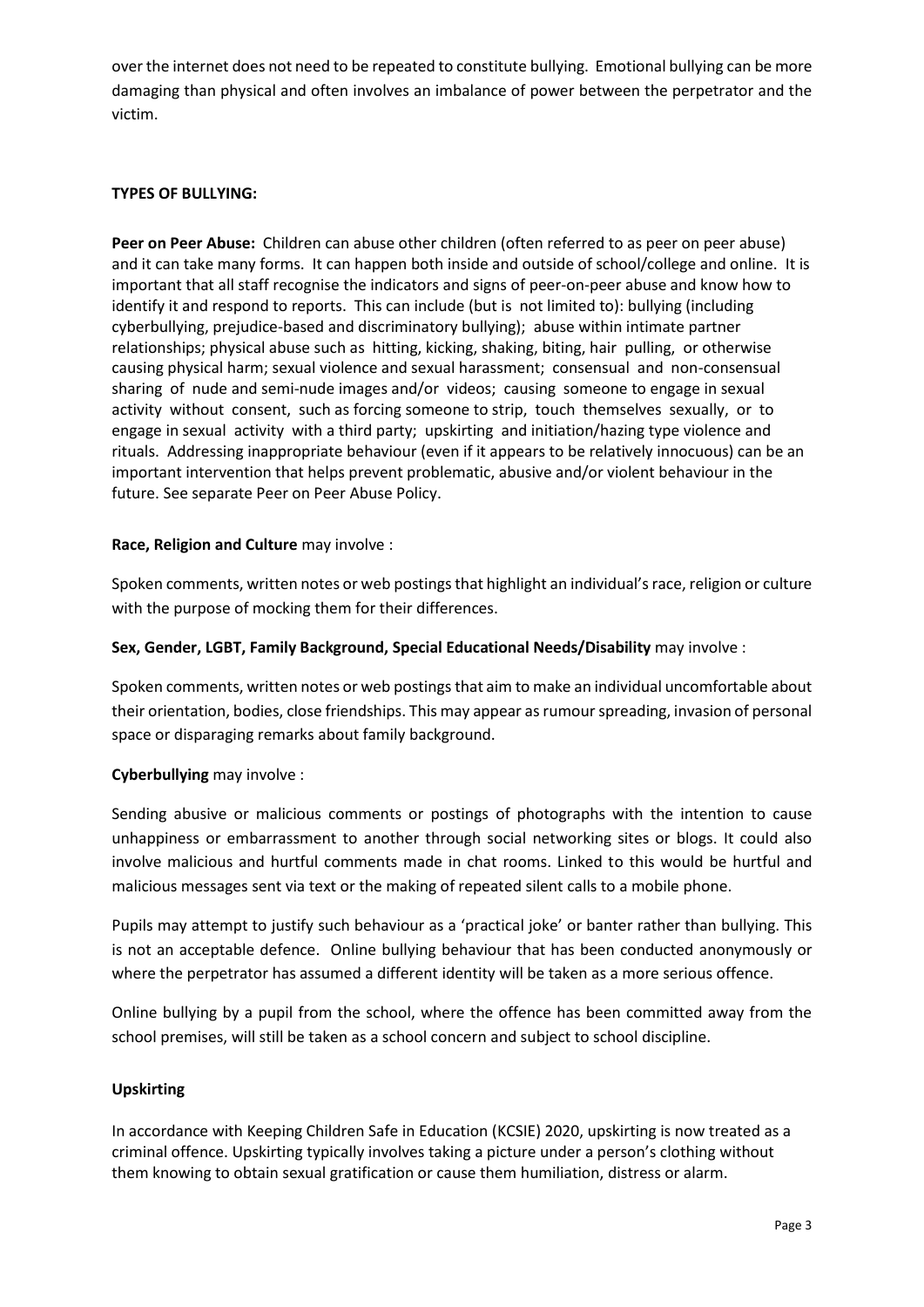over the internet does not need to be repeated to constitute bullying. Emotional bullying can be more damaging than physical and often involves an imbalance of power between the perpetrator and the victim.

**TYPES OF BULLYING:**

**Peer on Peer Abuse:** Children can abuse other children (often referred to as peer on peer abuse) and it can take many forms. It can happen both inside and outside of school/college and online. It is important that all staff recognise the indicators and signs of peer-on-peer abuse and know how to identify it and respond to reports. This can include (but is not limited to): bullying (including cyberbullying, prejudice-based and discriminatory bullying); abuse within intimate partner relationships; physical abuse such as hitting, kicking, shaking, biting, hair pulling, or otherwise causing physical harm; sexual violence and sexual harassment; consensual and non-consensual sharing of nude and semi-nude images and/or videos; causing someone to engage in sexual activity without consent, such as forcing someone to strip, touch themselves sexually, or to engage in sexual activity with a third party; upskirting and initiation/hazing type violence and rituals. Addressing inappropriate behaviour (even if it appears to be relatively innocuous) can be an important intervention that helps prevent problematic, abusive and/or violent behaviour in the future. See separate Peer on Peer Abuse Policy.

**Race, Religion and Culture** may involve :

Spoken comments, written notes or web postings that highlight an individual's race, religion or culture with the purpose of mocking them for their differences.

**Sex, Gender, LGBT, Family Background, Special Educational Needs/Disability** may involve :

Spoken comments, written notes or web postings that aim to make an individual uncomfortable about their orientation, bodies, close friendships. This may appear as rumour spreading, invasion of personal space or disparaging remarks about family background.

**Cyberbullying** may involve :

Sending abusive or malicious comments or postings of photographs with the intention to cause unhappiness or embarrassment to another through social networking sites or blogs. It could also involve malicious and hurtful comments made in chat rooms. Linked to this would be hurtful and malicious messages sent via text or the making of repeated silent calls to a mobile phone.

Pupils may attempt to justify such behaviour as a 'practical joke' or banter rather than bullying. This is not an acceptable defence. Online bullying behaviour that has been conducted anonymously or where the perpetrator has assumed a different identity will be taken as a more serious offence.

Online bullying by a pupil from the school, where the offence has been committed away from the school premises, will still be taken as a school concern and subject to school discipline.

**Upskirting**

In accordance with Keeping Children Safe in Education (KCSIE) 2020, upskirting is now treated as a criminal offence. Upskirting typically involves taking a picture under a person's clothing without them knowing to obtain sexual gratification or cause them humiliation, distress or alarm.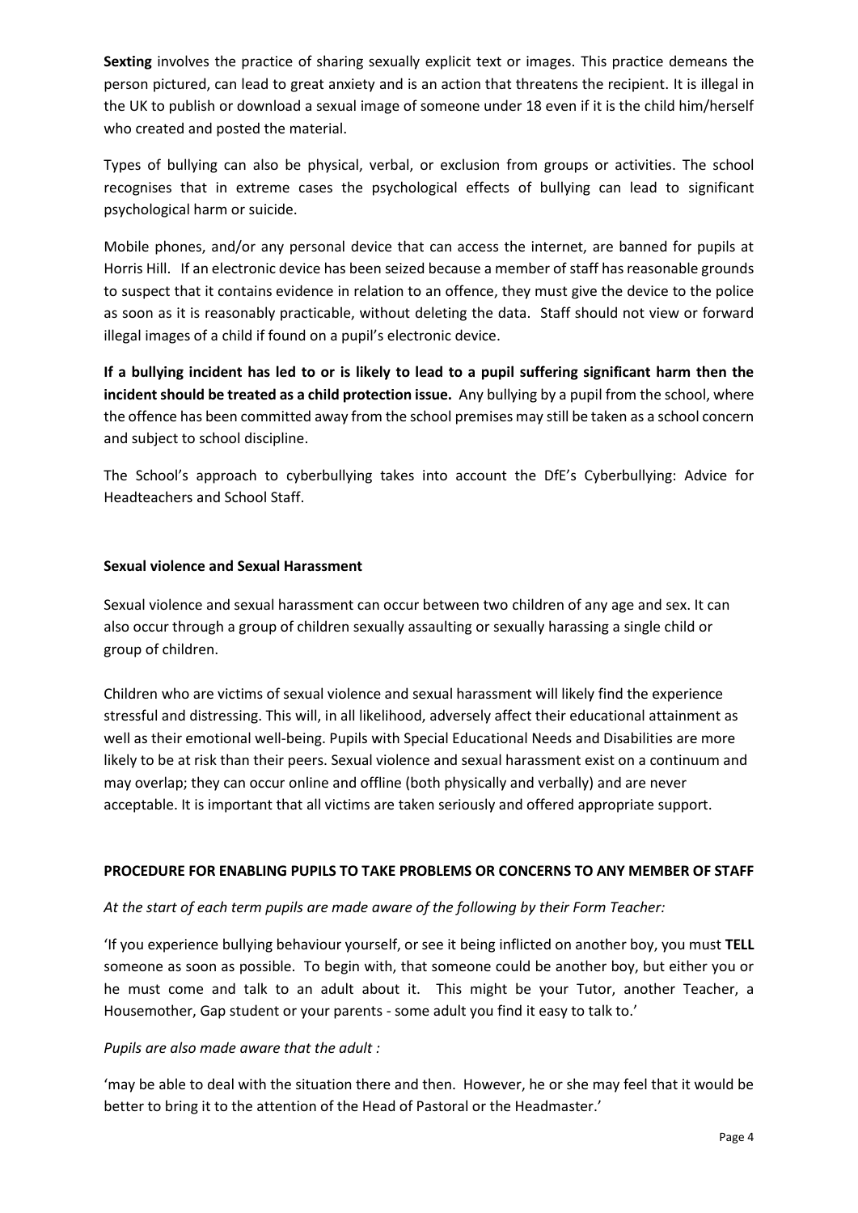**Sexting** involves the practice of sharing sexually explicit text or images. This practice demeans the person pictured, can lead to great anxiety and is an action that threatens the recipient. It is illegal in the UK to publish or download a sexual image of someone under 18 even if it is the child him/herself who created and posted the material.

Types of bullying can also be physical, verbal, or exclusion from groups or activities. The school recognises that in extreme cases the psychological effects of bullying can lead to significant psychological harm or suicide.

Mobile phones, and/or any personal device that can access the internet, are banned for pupils at Horris Hill. If an electronic device has been seized because a member of staff has reasonable grounds to suspect that it contains evidence in relation to an offence, they must give the device to the police as soon as it is reasonably practicable, without deleting the data. Staff should not view or forward illegal images of a child if found on a pupil's electronic device.

**If a bullying incident has led to or is likely to lead to a pupil suffering significant harm then the incident should be treated as a child protection issue.** Any bullying by a pupil from the school, where the offence has been committed away from the school premises may still be taken as a school concern and subject to school discipline.

The School's approach to cyberbullying takes into account the DfE's Cyberbullying: Advice for Headteachers and School Staff.

**Sexual violence and Sexual Harassment**

Sexual violence and sexual harassment can occur between two children of any age and sex. It can also occur through a group of children sexually assaulting or sexually harassing a single child or group of children.

Children who are victims of sexual violence and sexual harassment will likely find the experience stressful and distressing. This will, in all likelihood, adversely affect their educational attainment as well as their emotional well-being. Pupils with Special Educational Needs and Disabilities are more likely to be at risk than their peers. Sexual violence and sexual harassment exist on a continuum and may overlap; they can occur online and offline (both physically and verbally) and are never acceptable. It is important that all victims are taken seriously and offered appropriate support.

**PROCEDURE FOR ENABLING PUPILS TO TAKE PROBLEMS OR CONCERNS TO ANY MEMBER OF STAFF**

*At the start of each term pupils are made aware of the following by their Form Teacher:*

'If you experience bullying behaviour yourself, or see it being inflicted on another boy, you must **TELL** someone as soon as possible. To begin with, that someone could be another boy, but either you or he must come and talk to an adult about it. This might be your Tutor, another Teacher, a Housemother, Gap student or your parents - some adult you find it easy to talk to.'

*Pupils are also made aware that the adult :*

'may be able to deal with the situation there and then. However, he or she may feel that it would be better to bring it to the attention of the Head of Pastoral or the Headmaster.'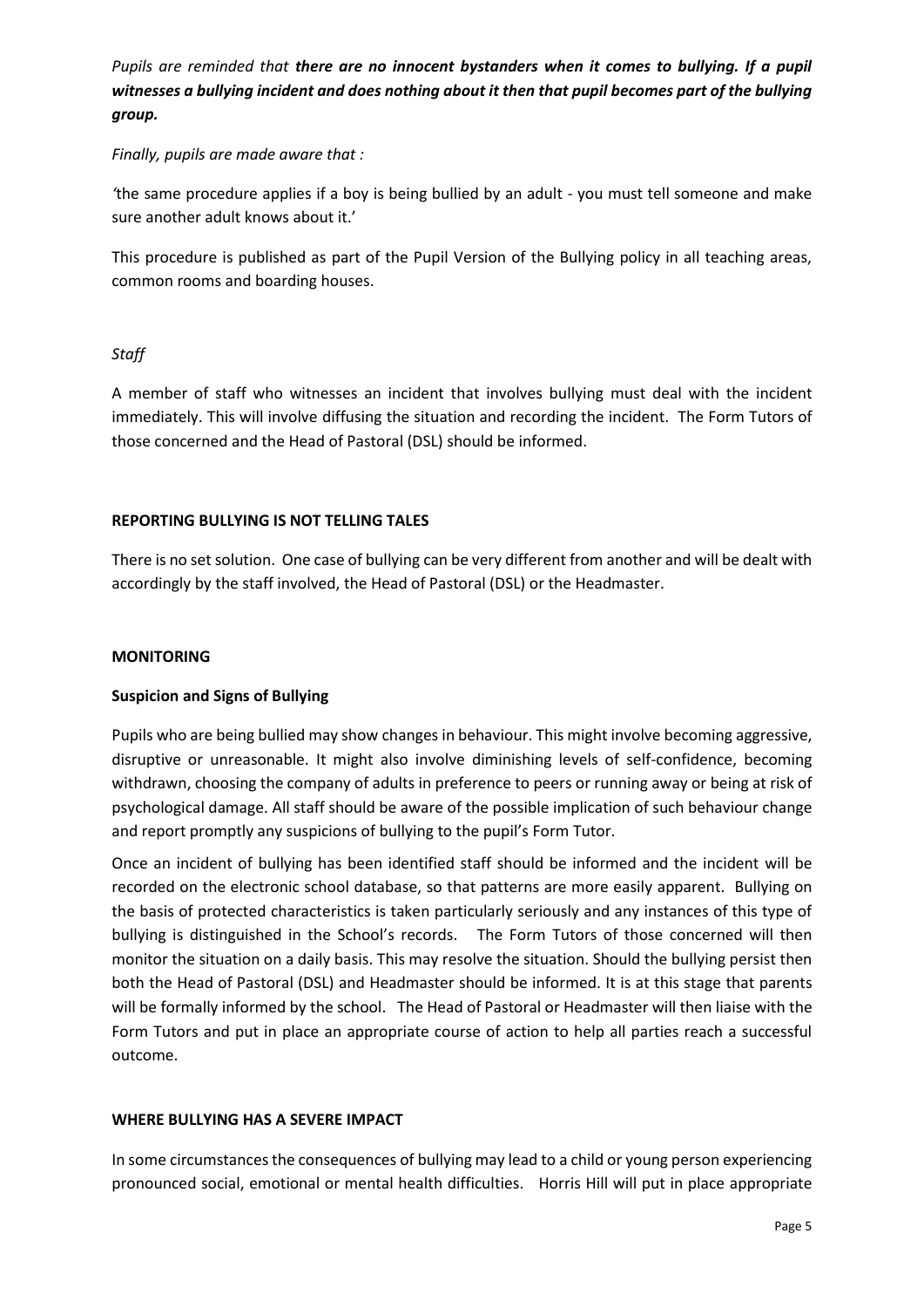*Pupils are reminded that* ***there are no innocent bystanders when it comes to bullying. If a pupil witnesses a bullying incident and does nothing about it then that pupil becomes part of the bullying group.***

*Finally, pupils are made aware that :*

*'*the same procedure applies if a boy is being bullied by an adult - you must tell someone and make sure another adult knows about it.'

This procedure is published as part of the Pupil Version of the Bullying policy in all teaching areas, common rooms and boarding houses.

*Staff*

A member of staff who witnesses an incident that involves bullying must deal with the incident immediately. This will involve diffusing the situation and recording the incident. The Form Tutors of those concerned and the Head of Pastoral (DSL) should be informed.

**REPORTING BULLYING IS NOT TELLING TALES**

There is no set solution. One case of bullying can be very different from another and will be dealt with accordingly by the staff involved, the Head of Pastoral (DSL) or the Headmaster.

**MONITORING**

**Suspicion and Signs of Bullying**

Pupils who are being bullied may show changes in behaviour. This might involve becoming aggressive, disruptive or unreasonable. It might also involve diminishing levels of self-confidence, becoming withdrawn, choosing the company of adults in preference to peers or running away or being at risk of psychological damage. All staff should be aware of the possible implication of such behaviour change and report promptly any suspicions of bullying to the pupil's Form Tutor.

Once an incident of bullying has been identified staff should be informed and the incident will be recorded on the electronic school database, so that patterns are more easily apparent. Bullying on the basis of protected characteristics is taken particularly seriously and any instances of this type of bullying is distinguished in the School's records. The Form Tutors of those concerned will then monitor the situation on a daily basis. This may resolve the situation. Should the bullying persist then both the Head of Pastoral (DSL) and Headmaster should be informed. It is at this stage that parents will be formally informed by the school. The Head of Pastoral or Headmaster will then liaise with the Form Tutors and put in place an appropriate course of action to help all parties reach a successful outcome.

**WHERE BULLYING HAS A SEVERE IMPACT**

In some circumstances the consequences of bullying may lead to a child or young person experiencing pronounced social, emotional or mental health difficulties. Horris Hill will put in place appropriate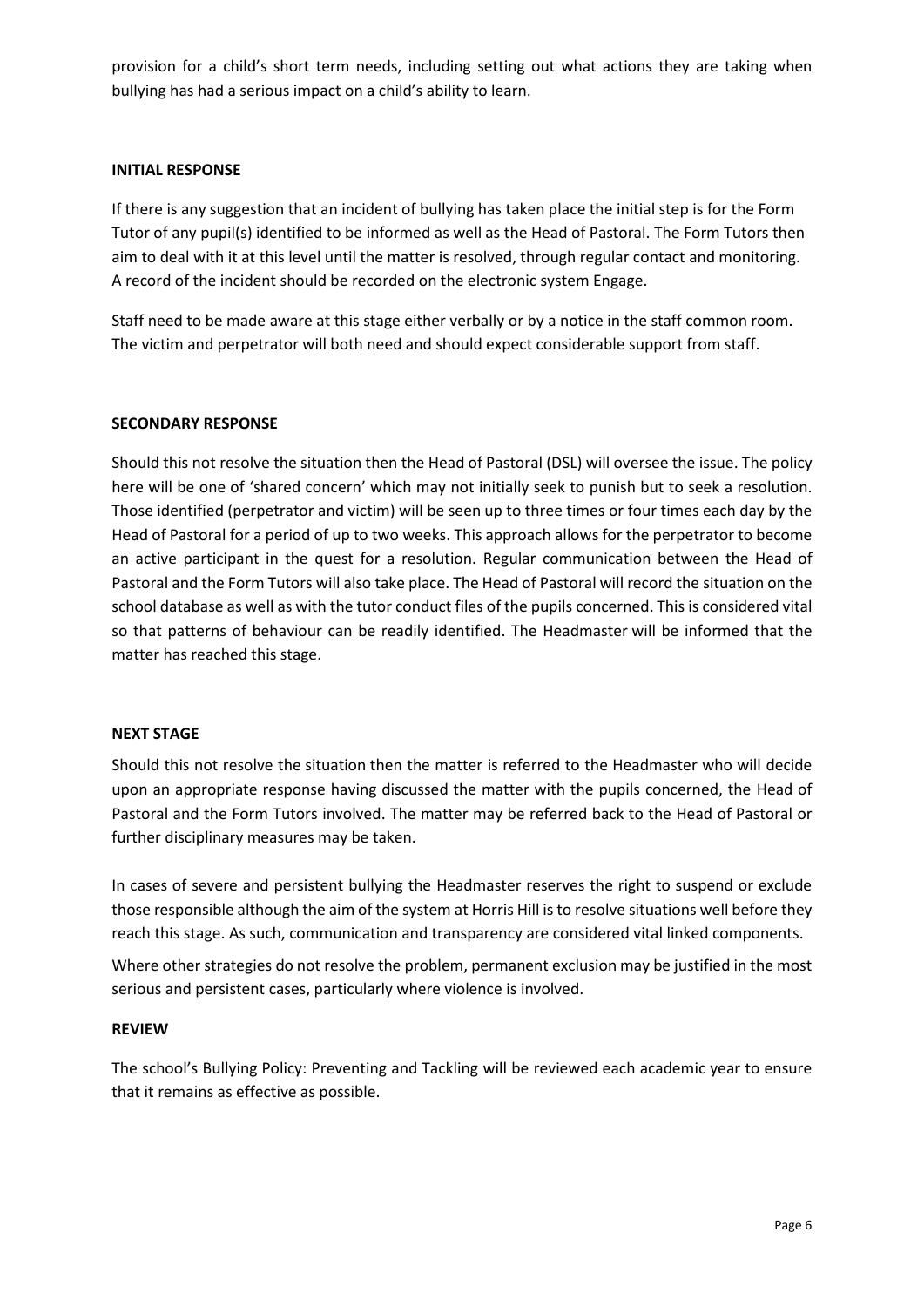provision for a child's short term needs, including setting out what actions they are taking when bullying has had a serious impact on a child's ability to learn.

**INITIAL RESPONSE**

If there is any suggestion that an incident of bullying has taken place the initial step is for the Form Tutor of any pupil(s) identified to be informed as well as the Head of Pastoral. The Form Tutors then aim to deal with it at this level until the matter is resolved, through regular contact and monitoring. A record of the incident should be recorded on the electronic system Engage.

Staff need to be made aware at this stage either verbally or by a notice in the staff common room. The victim and perpetrator will both need and should expect considerable support from staff.

**SECONDARY RESPONSE**

Should this not resolve the situation then the Head of Pastoral (DSL) will oversee the issue. The policy here will be one of 'shared concern' which may not initially seek to punish but to seek a resolution. Those identified (perpetrator and victim) will be seen up to three times or four times each day by the Head of Pastoral for a period of up to two weeks. This approach allows for the perpetrator to become an active participant in the quest for a resolution. Regular communication between the Head of Pastoral and the Form Tutors will also take place. The Head of Pastoral will record the situation on the school database as well as with the tutor conduct files of the pupils concerned. This is considered vital so that patterns of behaviour can be readily identified. The Headmaster will be informed that the matter has reached this stage.

**NEXT STAGE**

Should this not resolve the situation then the matter is referred to the Headmaster who will decide upon an appropriate response having discussed the matter with the pupils concerned, the Head of Pastoral and the Form Tutors involved. The matter may be referred back to the Head of Pastoral or further disciplinary measures may be taken.

In cases of severe and persistent bullying the Headmaster reserves the right to suspend or exclude those responsible although the aim of the system at Horris Hill is to resolve situations well before they reach this stage. As such, communication and transparency are considered vital linked components.

Where other strategies do not resolve the problem, permanent exclusion may be justified in the most serious and persistent cases, particularly where violence is involved.

**REVIEW**

The school's Bullying Policy: Preventing and Tackling will be reviewed each academic year to ensure that it remains as effective as possible.